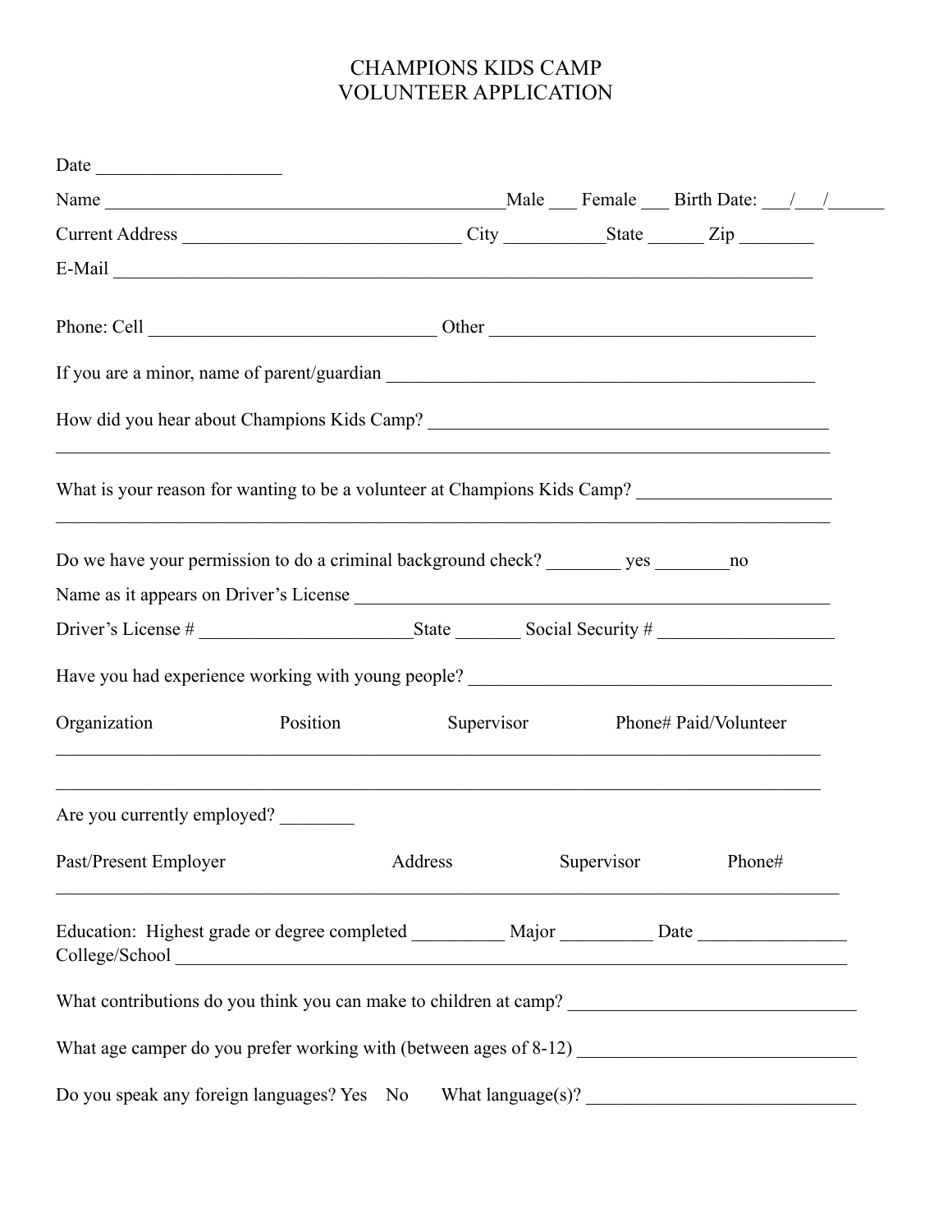# CHAMPIONS KIDS CAMP
# VOLUNTEER APPLICATION

Date ____________________

Name ____________________________________________Male ___ Female ___ Birth Date: ___/___/______

Current Address ______________________________ City ___________State ______ Zip ________

E-Mail ____________________________________________________________________________

Phone: Cell _______________________________ Other ___________________________________

If you are a minor, name of parent/guardian _______________________________________________

How did you hear about Champions Kids Camp? ___________________________________________
_________________________________________________________________________________

What is your reason for wanting to be a volunteer at Champions Kids Camp? _____________________
_________________________________________________________________________________

Do we have your permission to do a criminal background check? ________ yes ________no

Name as it appears on Driver's License ___________________________________________________

Driver's License # ______________________State _______ Social Security # ___________________

Have you had experience working with young people? _______________________________________

Organization Position Supervisor Phone# Paid/Volunteer

_________________________________________________________________________________

_________________________________________________________________________________

Are you currently employed? ________

Past/Present Employer Address Supervisor Phone#

_________________________________________________________________________________

Education: Highest grade or degree completed __________ Major __________ Date ________________

College/School ______________________________________________________________________

What contributions do you think you can make to children at camp? ______________________________

What age camper do you prefer working with (between ages of 8-12) ______________________________

Do you speak any foreign languages? Yes No What language(s)? _____________________________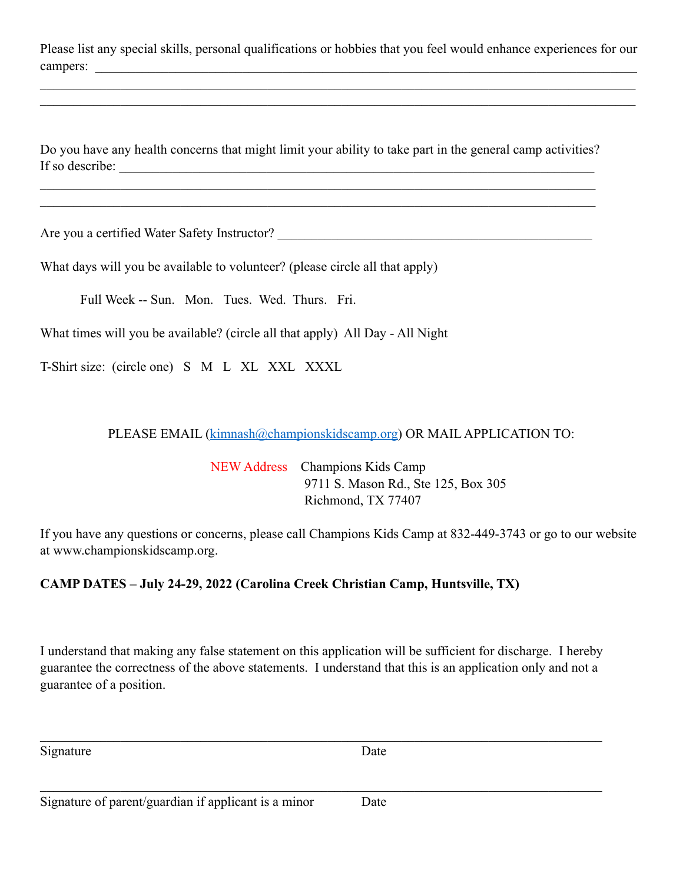Please list any special skills, personal qualifications or hobbies that you feel would enhance experiences for our campers: \_\_\_\_\_\_\_\_\_\_\_\_\_\_\_\_\_\_\_\_\_\_\_\_\_\_\_\_\_\_\_\_\_\_\_\_\_\_\_\_\_\_\_\_\_\_\_\_\_\_\_\_\_\_\_\_\_\_\_\_\_\_\_\_\_\_\_\_\_\_\_\_\_\_\_\_\_\_

\_\_\_\_\_\_\_\_\_\_\_\_\_\_\_\_\_\_\_\_\_\_\_\_\_\_\_\_\_\_\_\_\_\_\_\_\_\_\_\_\_\_\_\_\_\_\_\_\_\_\_\_\_\_\_\_\_\_\_\_\_\_\_\_\_\_\_\_\_\_\_\_\_\_\_\_\_\_\_\_\_\_\_\_\_\_\_\_

\_\_\_\_\_\_\_\_\_\_\_\_\_\_\_\_\_\_\_\_\_\_\_\_\_\_\_\_\_\_\_\_\_\_\_\_\_\_\_\_\_\_\_\_\_\_\_\_\_\_\_\_\_\_\_\_\_\_\_\_\_\_\_\_\_\_\_\_\_\_\_\_\_\_\_\_\_\_\_\_\_\_\_\_\_\_\_\_

Do you have any health concerns that might limit your ability to take part in the general camp activities? If so describe: \_\_\_\_\_\_\_\_\_\_\_\_\_\_\_\_\_\_\_\_\_\_\_\_\_\_\_\_\_\_\_\_\_\_\_\_\_\_\_\_\_\_\_\_\_\_\_\_\_\_\_\_\_\_\_\_\_\_\_\_\_\_\_\_\_\_\_\_\_\_\_\_\_\_

\_\_\_\_\_\_\_\_\_\_\_\_\_\_\_\_\_\_\_\_\_\_\_\_\_\_\_\_\_\_\_\_\_\_\_\_\_\_\_\_\_\_\_\_\_\_\_\_\_\_\_\_\_\_\_\_\_\_\_\_\_\_\_\_\_\_\_\_\_\_\_\_\_\_\_\_\_\_\_\_\_\_\_\_\_\_

\_\_\_\_\_\_\_\_\_\_\_\_\_\_\_\_\_\_\_\_\_\_\_\_\_\_\_\_\_\_\_\_\_\_\_\_\_\_\_\_\_\_\_\_\_\_\_\_\_\_\_\_\_\_\_\_\_\_\_\_\_\_\_\_\_\_\_\_\_\_\_\_\_\_\_\_\_\_\_\_\_\_\_\_\_\_

Are you a certified Water Safety Instructor? \_\_\_\_\_\_\_\_\_\_\_\_\_\_\_\_\_\_\_\_\_\_\_\_\_\_\_\_\_\_\_\_\_\_\_\_\_\_\_\_\_\_\_\_\_\_\_\_

What days will you be available to volunteer? (please circle all that apply)

Full Week -- Sun. Mon. Tues. Wed. Thurs. Fri.

What times will you be available? (circle all that apply) All Day - All Night

T-Shirt size: (circle one) S M L XL XXL XXXL

PLEASE EMAIL (kimnash@championskidscamp.org) OR MAIL APPLICATION TO:

NEW Address Champions Kids Camp  
9711 S. Mason Rd., Ste 125, Box 305  
Richmond, TX 77407

If you have any questions or concerns, please call Champions Kids Camp at 832-449-3743 or go to our website at www.championskidscamp.org.

**CAMP DATES – July 24-29, 2022 (Carolina Creek Christian Camp, Huntsville, TX)**

I understand that making any false statement on this application will be sufficient for discharge. I hereby guarantee the correctness of the above statements. I understand that this is an application only and not a guarantee of a position.

\_\_\_\_\_\_\_\_\_\_\_\_\_\_\_\_\_\_\_\_\_\_\_\_\_\_\_\_\_\_\_\_\_\_\_\_\_\_\_\_\_\_\_\_\_\_\_\_\_\_\_\_\_\_\_\_\_\_\_\_\_\_\_\_\_\_\_\_\_\_\_\_\_\_\_\_\_\_\_\_\_\_\_\_\_\_

Signature Date

\_\_\_\_\_\_\_\_\_\_\_\_\_\_\_\_\_\_\_\_\_\_\_\_\_\_\_\_\_\_\_\_\_\_\_\_\_\_\_\_\_\_\_\_\_\_\_\_\_\_\_\_\_\_\_\_\_\_\_\_\_\_\_\_\_\_\_\_\_\_\_\_\_\_\_\_\_\_\_\_\_\_\_\_\_\_

Signature of parent/guardian if applicant is a minor Date